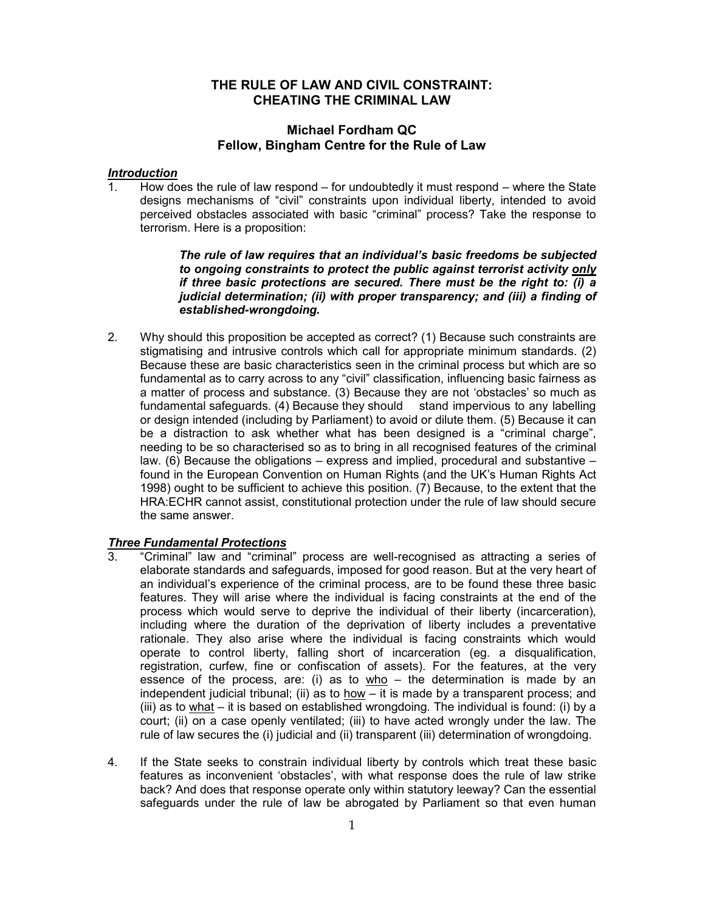# THE RULE OF LAW AND CIVIL CONSTRAINT: CHEATING THE CRIMINAL LAW

## Michael Fordham QC
## Fellow, Bingham Centre for the Rule of Law

### *Introduction*

1. How does the rule of law respond – for undoubtedly it must respond – where the State designs mechanisms of "civil" constraints upon individual liberty, intended to avoid perceived obstacles associated with basic "criminal" process? Take the response to terrorism. Here is a proposition:

> ***The rule of law requires that an individual's basic freedoms be subjected to ongoing constraints to protect the public against terrorist activity <u>only</u> if three basic protections are secured. There must be the right to: (i) a judicial determination; (ii) with proper transparency; and (iii) a finding of established-wrongdoing.***

2. Why should this proposition be accepted as correct? (1) Because such constraints are stigmatising and intrusive controls which call for appropriate minimum standards. (2) Because these are basic characteristics seen in the criminal process but which are so fundamental as to carry across to any "civil" classification, influencing basic fairness as a matter of process and substance. (3) Because they are not 'obstacles' so much as fundamental safeguards. (4) Because they should stand impervious to any labelling or design intended (including by Parliament) to avoid or dilute them. (5) Because it can be a distraction to ask whether what has been designed is a "criminal charge", needing to be so characterised so as to bring in all recognised features of the criminal law. (6) Because the obligations – express and implied, procedural and substantive – found in the European Convention on Human Rights (and the UK's Human Rights Act 1998) ought to be sufficient to achieve this position. (7) Because, to the extent that the HRA:ECHR cannot assist, constitutional protection under the rule of law should secure the same answer.

### *Three Fundamental Protections*

3. "Criminal" law and "criminal" process are well-recognised as attracting a series of elaborate standards and safeguards, imposed for good reason. But at the very heart of an individual's experience of the criminal process, are to be found these three basic features. They will arise where the individual is facing constraints at the end of the process which would serve to deprive the individual of their liberty (incarceration), including where the duration of the deprivation of liberty includes a preventative rationale. They also arise where the individual is facing constraints which would operate to control liberty, falling short of incarceration (eg. a disqualification, registration, curfew, fine or confiscation of assets). For the features, at the very essence of the process, are: (i) as to <u>who</u> – the determination is made by an independent judicial tribunal; (ii) as to <u>how</u> – it is made by a transparent process; and (iii) as to <u>what</u> – it is based on established wrongdoing. The individual is found: (i) by a court; (ii) on a case openly ventilated; (iii) to have acted wrongly under the law. The rule of law secures the (i) judicial and (ii) transparent (iii) determination of wrongdoing.

4. If the State seeks to constrain individual liberty by controls which treat these basic features as inconvenient 'obstacles', with what response does the rule of law strike back? And does that response operate only within statutory leeway? Can the essential safeguards under the rule of law be abrogated by Parliament so that even human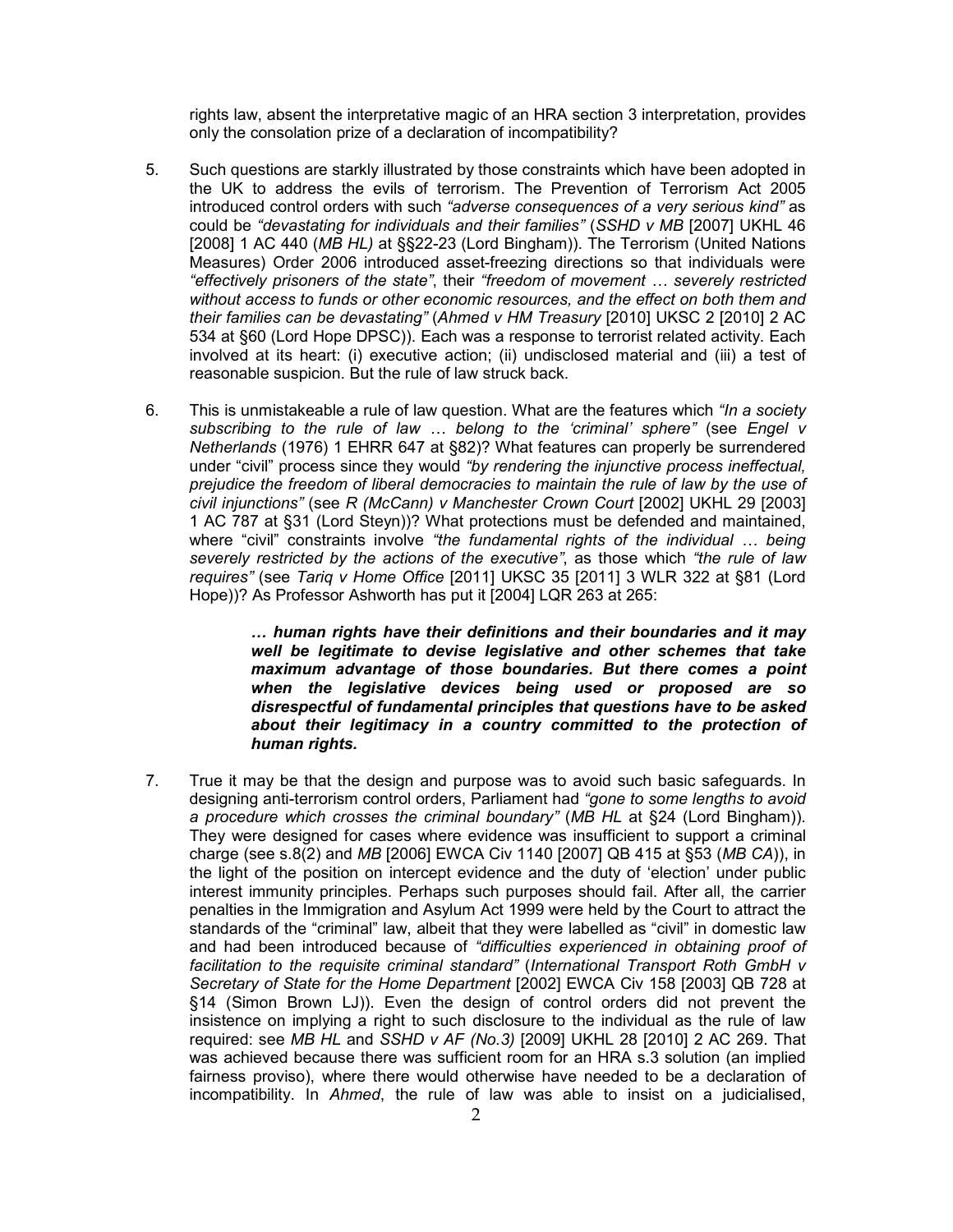rights law, absent the interpretative magic of an HRA section 3 interpretation, provides only the consolation prize of a declaration of incompatibility?

5. Such questions are starkly illustrated by those constraints which have been adopted in the UK to address the evils of terrorism. The Prevention of Terrorism Act 2005 introduced control orders with such *"adverse consequences of a very serious kind"* as could be *"devastating for individuals and their families"* (*SSHD v MB* [2007] UKHL 46 [2008] 1 AC 440 (*MB HL)* at §§22-23 (Lord Bingham)). The Terrorism (United Nations Measures) Order 2006 introduced asset-freezing directions so that individuals were *"effectively prisoners of the state"*, their *"freedom of movement … severely restricted without access to funds or other economic resources, and the effect on both them and their families can be devastating"* (*Ahmed v HM Treasury* [2010] UKSC 2 [2010] 2 AC 534 at §60 (Lord Hope DPSC)). Each was a response to terrorist related activity. Each involved at its heart: (i) executive action; (ii) undisclosed material and (iii) a test of reasonable suspicion. But the rule of law struck back.

6. This is unmistakeable a rule of law question. What are the features which *"In a society subscribing to the rule of law … belong to the 'criminal' sphere"* (see *Engel v Netherlands* (1976) 1 EHRR 647 at §82)? What features can properly be surrendered under "civil" process since they would *"by rendering the injunctive process ineffectual, prejudice the freedom of liberal democracies to maintain the rule of law by the use of civil injunctions"* (see *R (McCann) v Manchester Crown Court* [2002] UKHL 29 [2003] 1 AC 787 at §31 (Lord Steyn))? What protections must be defended and maintained, where "civil" constraints involve *"the fundamental rights of the individual … being severely restricted by the actions of the executive"*, as those which *"the rule of law requires"* (see *Tariq v Home Office* [2011] UKSC 35 [2011] 3 WLR 322 at §81 (Lord Hope))? As Professor Ashworth has put it [2004] LQR 263 at 265:

   > ***… human rights have their definitions and their boundaries and it may well be legitimate to devise legislative and other schemes that take maximum advantage of those boundaries. But there comes a point when the legislative devices being used or proposed are so disrespectful of fundamental principles that questions have to be asked about their legitimacy in a country committed to the protection of human rights.***

7. True it may be that the design and purpose was to avoid such basic safeguards. In designing anti-terrorism control orders, Parliament had *"gone to some lengths to avoid a procedure which crosses the criminal boundary"* (*MB HL* at §24 (Lord Bingham)). They were designed for cases where evidence was insufficient to support a criminal charge (see s.8(2) and *MB* [2006] EWCA Civ 1140 [2007] QB 415 at §53 (*MB CA*)), in the light of the position on intercept evidence and the duty of 'election' under public interest immunity principles. Perhaps such purposes should fail. After all, the carrier penalties in the Immigration and Asylum Act 1999 were held by the Court to attract the standards of the "criminal" law, albeit that they were labelled as "civil" in domestic law and had been introduced because of *"difficulties experienced in obtaining proof of facilitation to the requisite criminal standard"* (*International Transport Roth GmbH v Secretary of State for the Home Department* [2002] EWCA Civ 158 [2003] QB 728 at §14 (Simon Brown LJ)). Even the design of control orders did not prevent the insistence on implying a right to such disclosure to the individual as the rule of law required: see *MB HL* and *SSHD v AF (No.3)* [2009] UKHL 28 [2010] 2 AC 269. That was achieved because there was sufficient room for an HRA s.3 solution (an implied fairness proviso), where there would otherwise have needed to be a declaration of incompatibility. In *Ahmed*, the rule of law was able to insist on a judicialised,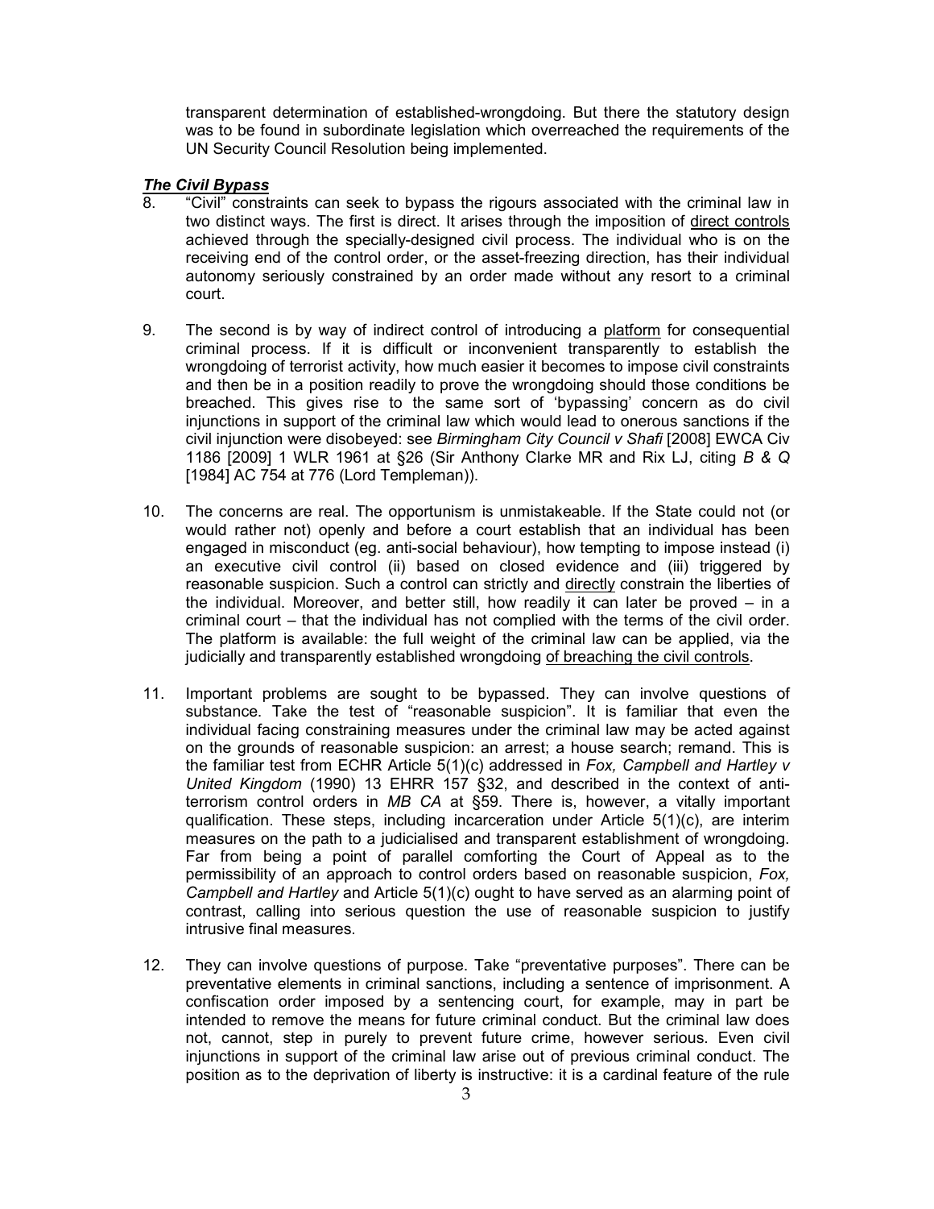transparent determination of established-wrongdoing. But there the statutory design was to be found in subordinate legislation which overreached the requirements of the UN Security Council Resolution being implemented.

***The Civil Bypass***

8. "Civil" constraints can seek to bypass the rigours associated with the criminal law in two distinct ways. The first is direct. It arises through the imposition of direct controls achieved through the specially-designed civil process. The individual who is on the receiving end of the control order, or the asset-freezing direction, has their individual autonomy seriously constrained by an order made without any resort to a criminal court.

9. The second is by way of indirect control of introducing a platform for consequential criminal process. If it is difficult or inconvenient transparently to establish the wrongdoing of terrorist activity, how much easier it becomes to impose civil constraints and then be in a position readily to prove the wrongdoing should those conditions be breached. This gives rise to the same sort of 'bypassing' concern as do civil injunctions in support of the criminal law which would lead to onerous sanctions if the civil injunction were disobeyed: see *Birmingham City Council v Shafi* [2008] EWCA Civ 1186 [2009] 1 WLR 1961 at §26 (Sir Anthony Clarke MR and Rix LJ, citing *B & Q* [1984] AC 754 at 776 (Lord Templeman)).

10. The concerns are real. The opportunism is unmistakeable. If the State could not (or would rather not) openly and before a court establish that an individual has been engaged in misconduct (eg. anti-social behaviour), how tempting to impose instead (i) an executive civil control (ii) based on closed evidence and (iii) triggered by reasonable suspicion. Such a control can strictly and directly constrain the liberties of the individual. Moreover, and better still, how readily it can later be proved – in a criminal court – that the individual has not complied with the terms of the civil order. The platform is available: the full weight of the criminal law can be applied, via the judicially and transparently established wrongdoing of breaching the civil controls.

11. Important problems are sought to be bypassed. They can involve questions of substance. Take the test of "reasonable suspicion". It is familiar that even the individual facing constraining measures under the criminal law may be acted against on the grounds of reasonable suspicion: an arrest; a house search; remand. This is the familiar test from ECHR Article 5(1)(c) addressed in *Fox, Campbell and Hartley v United Kingdom* (1990) 13 EHRR 157 §32, and described in the context of anti-terrorism control orders in *MB CA* at §59. There is, however, a vitally important qualification. These steps, including incarceration under Article 5(1)(c), are interim measures on the path to a judicialised and transparent establishment of wrongdoing. Far from being a point of parallel comforting the Court of Appeal as to the permissibility of an approach to control orders based on reasonable suspicion, *Fox, Campbell and Hartley* and Article 5(1)(c) ought to have served as an alarming point of contrast, calling into serious question the use of reasonable suspicion to justify intrusive final measures.

12. They can involve questions of purpose. Take "preventative purposes". There can be preventative elements in criminal sanctions, including a sentence of imprisonment. A confiscation order imposed by a sentencing court, for example, may in part be intended to remove the means for future criminal conduct. But the criminal law does not, cannot, step in purely to prevent future crime, however serious. Even civil injunctions in support of the criminal law arise out of previous criminal conduct. The position as to the deprivation of liberty is instructive: it is a cardinal feature of the rule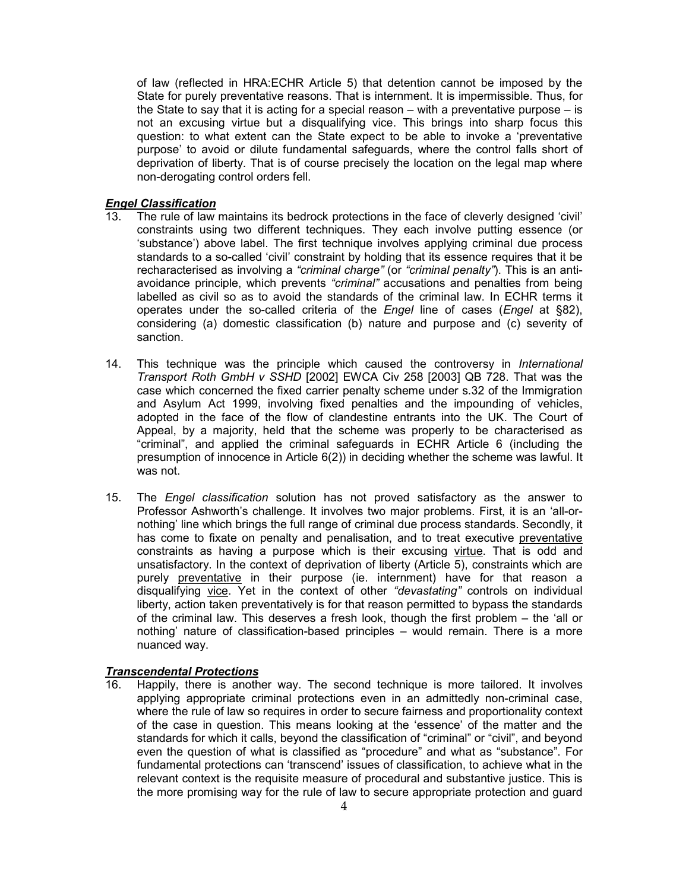of law (reflected in HRA:ECHR Article 5) that detention cannot be imposed by the State for purely preventative reasons. That is internment. It is impermissible. Thus, for the State to say that it is acting for a special reason – with a preventative purpose – is not an excusing virtue but a disqualifying vice. This brings into sharp focus this question: to what extent can the State expect to be able to invoke a 'preventative purpose' to avoid or dilute fundamental safeguards, where the control falls short of deprivation of liberty. That is of course precisely the location on the legal map where non-derogating control orders fell.

***Engel Classification***

13. The rule of law maintains its bedrock protections in the face of cleverly designed 'civil' constraints using two different techniques. They each involve putting essence (or 'substance') above label. The first technique involves applying criminal due process standards to a so-called 'civil' constraint by holding that its essence requires that it be recharacterised as involving a *"criminal charge"* (or *"criminal penalty"*). This is an anti-avoidance principle, which prevents *"criminal"* accusations and penalties from being labelled as civil so as to avoid the standards of the criminal law. In ECHR terms it operates under the so-called criteria of the *Engel* line of cases (*Engel* at §82), considering (a) domestic classification (b) nature and purpose and (c) severity of sanction.

14. This technique was the principle which caused the controversy in *International Transport Roth GmbH v SSHD* [2002] EWCA Civ 258 [2003] QB 728. That was the case which concerned the fixed carrier penalty scheme under s.32 of the Immigration and Asylum Act 1999, involving fixed penalties and the impounding of vehicles, adopted in the face of the flow of clandestine entrants into the UK. The Court of Appeal, by a majority, held that the scheme was properly to be characterised as "criminal", and applied the criminal safeguards in ECHR Article 6 (including the presumption of innocence in Article 6(2)) in deciding whether the scheme was lawful. It was not.

15. The *Engel classification* solution has not proved satisfactory as the answer to Professor Ashworth's challenge. It involves two major problems. First, it is an 'all-or-nothing' line which brings the full range of criminal due process standards. Secondly, it has come to fixate on penalty and penalisation, and to treat executive <u>preventative</u> constraints as having a purpose which is their excusing <u>virtue</u>. That is odd and unsatisfactory. In the context of deprivation of liberty (Article 5), constraints which are purely <u>preventative</u> in their purpose (ie. internment) have for that reason a disqualifying <u>vice</u>. Yet in the context of other *"devastating"* controls on individual liberty, action taken preventatively is for that reason permitted to bypass the standards of the criminal law. This deserves a fresh look, though the first problem – the 'all or nothing' nature of classification-based principles – would remain. There is a more nuanced way.

***Transcendental Protections***

16. Happily, there is another way. The second technique is more tailored. It involves applying appropriate criminal protections even in an admittedly non-criminal case, where the rule of law so requires in order to secure fairness and proportionality context of the case in question. This means looking at the 'essence' of the matter and the standards for which it calls, beyond the classification of "criminal" or "civil", and beyond even the question of what is classified as "procedure" and what as "substance". For fundamental protections can 'transcend' issues of classification, to achieve what in the relevant context is the requisite measure of procedural and substantive justice. This is the more promising way for the rule of law to secure appropriate protection and guard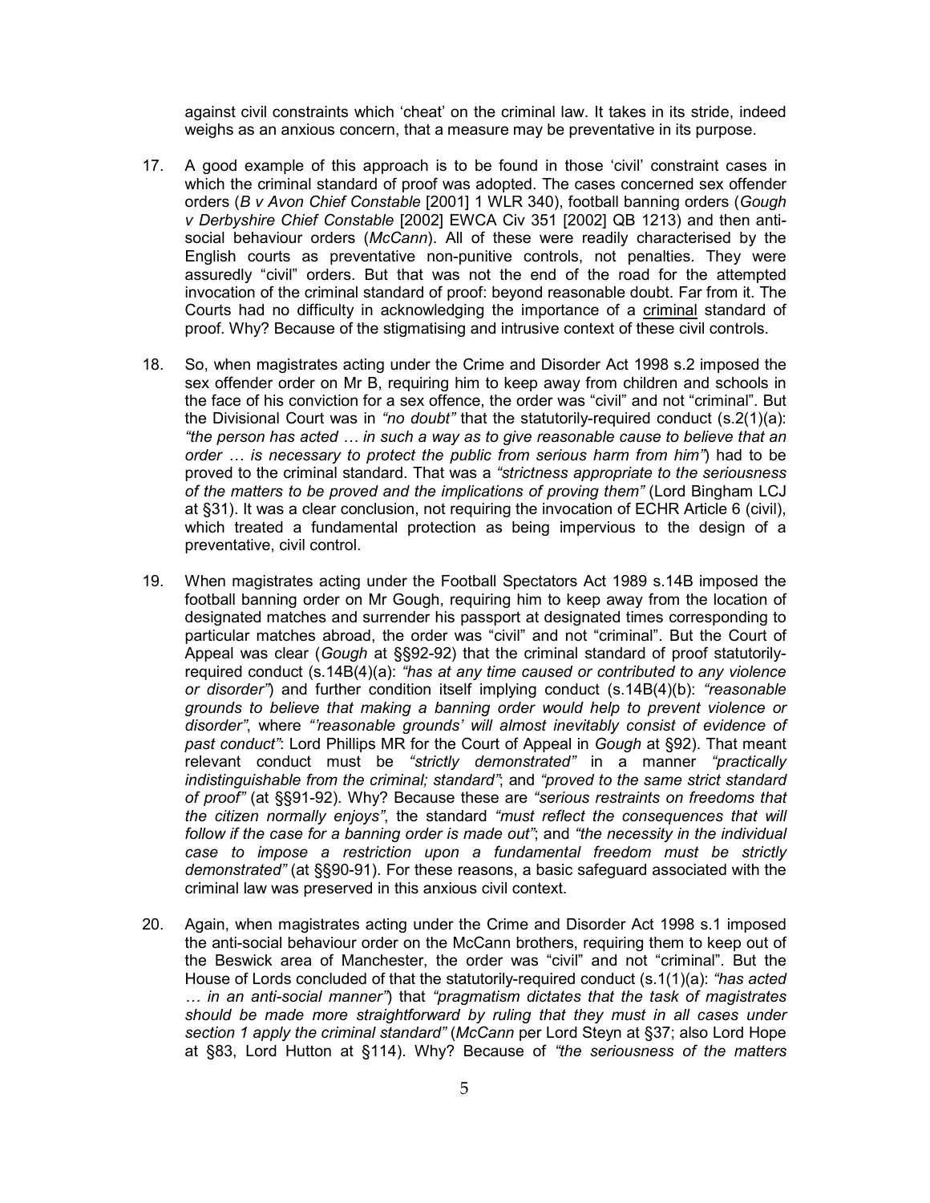against civil constraints which 'cheat' on the criminal law. It takes in its stride, indeed weighs as an anxious concern, that a measure may be preventative in its purpose.

17. A good example of this approach is to be found in those 'civil' constraint cases in which the criminal standard of proof was adopted. The cases concerned sex offender orders (*B v Avon Chief Constable* [2001] 1 WLR 340), football banning orders (*Gough v Derbyshire Chief Constable* [2002] EWCA Civ 351 [2002] QB 1213) and then anti-social behaviour orders (*McCann*). All of these were readily characterised by the English courts as preventative non-punitive controls, not penalties. They were assuredly "civil" orders. But that was not the end of the road for the attempted invocation of the criminal standard of proof: beyond reasonable doubt. Far from it. The Courts had no difficulty in acknowledging the importance of a <u>criminal</u> standard of proof. Why? Because of the stigmatising and intrusive context of these civil controls.

18. So, when magistrates acting under the Crime and Disorder Act 1998 s.2 imposed the sex offender order on Mr B, requiring him to keep away from children and schools in the face of his conviction for a sex offence, the order was "civil" and not "criminal". But the Divisional Court was in *"no doubt"* that the statutorily-required conduct (s.2(1)(a): *"the person has acted … in such a way as to give reasonable cause to believe that an order … is necessary to protect the public from serious harm from him"*) had to be proved to the criminal standard. That was a *"strictness appropriate to the seriousness of the matters to be proved and the implications of proving them"* (Lord Bingham LCJ at §31). It was a clear conclusion, not requiring the invocation of ECHR Article 6 (civil), which treated a fundamental protection as being impervious to the design of a preventative, civil control.

19. When magistrates acting under the Football Spectators Act 1989 s.14B imposed the football banning order on Mr Gough, requiring him to keep away from the location of designated matches and surrender his passport at designated times corresponding to particular matches abroad, the order was "civil" and not "criminal". But the Court of Appeal was clear (*Gough* at §§92-92) that the criminal standard of proof statutorily-required conduct (s.14B(4)(a): *"has at any time caused or contributed to any violence or disorder"*) and further condition itself implying conduct (s.14B(4)(b): *"reasonable grounds to believe that making a banning order would help to prevent violence or disorder"*, where *"'reasonable grounds' will almost inevitably consist of evidence of past conduct"*: Lord Phillips MR for the Court of Appeal in *Gough* at §92). That meant relevant conduct must be *"strictly demonstrated"* in a manner *"practically indistinguishable from the criminal; standard"*; and *"proved to the same strict standard of proof"* (at §§91-92). Why? Because these are *"serious restraints on freedoms that the citizen normally enjoys"*, the standard *"must reflect the consequences that will follow if the case for a banning order is made out"*; and *"the necessity in the individual case to impose a restriction upon a fundamental freedom must be strictly demonstrated"* (at §§90-91). For these reasons, a basic safeguard associated with the criminal law was preserved in this anxious civil context.

20. Again, when magistrates acting under the Crime and Disorder Act 1998 s.1 imposed the anti-social behaviour order on the McCann brothers, requiring them to keep out of the Beswick area of Manchester, the order was "civil" and not "criminal". But the House of Lords concluded of that the statutorily-required conduct (s.1(1)(a): *"has acted … in an anti-social manner"*) that *"pragmatism dictates that the task of magistrates should be made more straightforward by ruling that they must in all cases under section 1 apply the criminal standard"* (*McCann* per Lord Steyn at §37; also Lord Hope at §83, Lord Hutton at §114). Why? Because of *"the seriousness of the matters*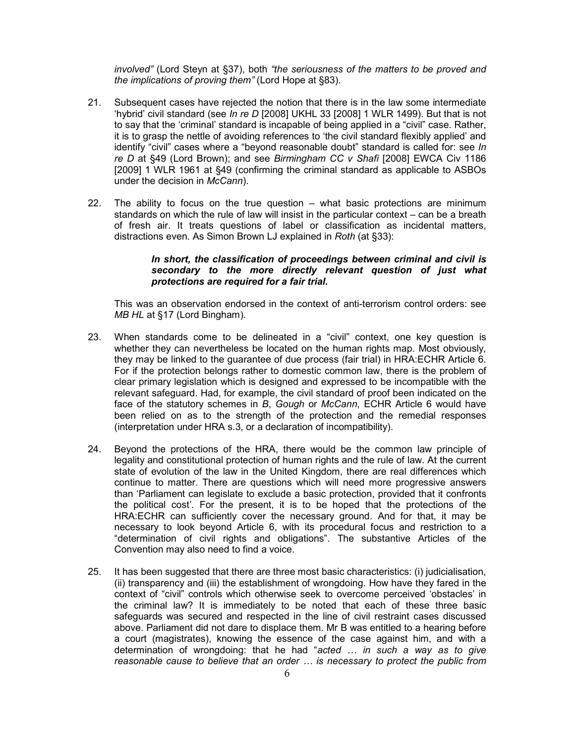*involved"* (Lord Steyn at §37), both *"the seriousness of the matters to be proved and the implications of proving them"* (Lord Hope at §83).

21. Subsequent cases have rejected the notion that there is in the law some intermediate 'hybrid' civil standard (see *In re D* [2008] UKHL 33 [2008] 1 WLR 1499). But that is not to say that the 'criminal' standard is incapable of being applied in a "civil" case. Rather, it is to grasp the nettle of avoiding references to 'the civil standard flexibly applied' and identify "civil" cases where a "beyond reasonable doubt" standard is called for: see *In re D* at §49 (Lord Brown); and see *Birmingham CC v Shafi* [2008] EWCA Civ 1186 [2009] 1 WLR 1961 at §49 (confirming the criminal standard as applicable to ASBOs under the decision in *McCann*).

22. The ability to focus on the true question – what basic protections are minimum standards on which the rule of law will insist in the particular context – can be a breath of fresh air. It treats questions of label or classification as incidental matters, distractions even. As Simon Brown LJ explained in *Roth* (at §33):

    > ***In short, the classification of proceedings between criminal and civil is secondary to the more directly relevant question of just what protections are required for a fair trial.***

    This was an observation endorsed in the context of anti-terrorism control orders: see *MB HL* at §17 (Lord Bingham).

23. When standards come to be delineated in a "civil" context, one key question is whether they can nevertheless be located on the human rights map. Most obviously, they may be linked to the guarantee of due process (fair trial) in HRA:ECHR Article 6. For if the protection belongs rather to domestic common law, there is the problem of clear primary legislation which is designed and expressed to be incompatible with the relevant safeguard. Had, for example, the civil standard of proof been indicated on the face of the statutory schemes in *B*, *Gough* or *McCann*, ECHR Article 6 would have been relied on as to the strength of the protection and the remedial responses (interpretation under HRA s.3, or a declaration of incompatibility).

24. Beyond the protections of the HRA, there would be the common law principle of legality and constitutional protection of human rights and the rule of law. At the current state of evolution of the law in the United Kingdom, there are real differences which continue to matter. There are questions which will need more progressive answers than 'Parliament can legislate to exclude a basic protection, provided that it confronts the political cost'. For the present, it is to be hoped that the protections of the HRA:ECHR can sufficiently cover the necessary ground. And for that, it may be necessary to look beyond Article 6, with its procedural focus and restriction to a "determination of civil rights and obligations". The substantive Articles of the Convention may also need to find a voice.

25. It has been suggested that there are three most basic characteristics: (i) judicialisation, (ii) transparency and (iii) the establishment of wrongdoing. How have they fared in the context of "civil" controls which otherwise seek to overcome perceived 'obstacles' in the criminal law? It is immediately to be noted that each of these three basic safeguards was secured and respected in the line of civil restraint cases discussed above. Parliament did not dare to displace them. Mr B was entitled to a hearing before a court (magistrates), knowing the essence of the case against him, and with a determination of wrongdoing: that he had "*acted … in such a way as to give reasonable cause to believe that an order … is necessary to protect the public from*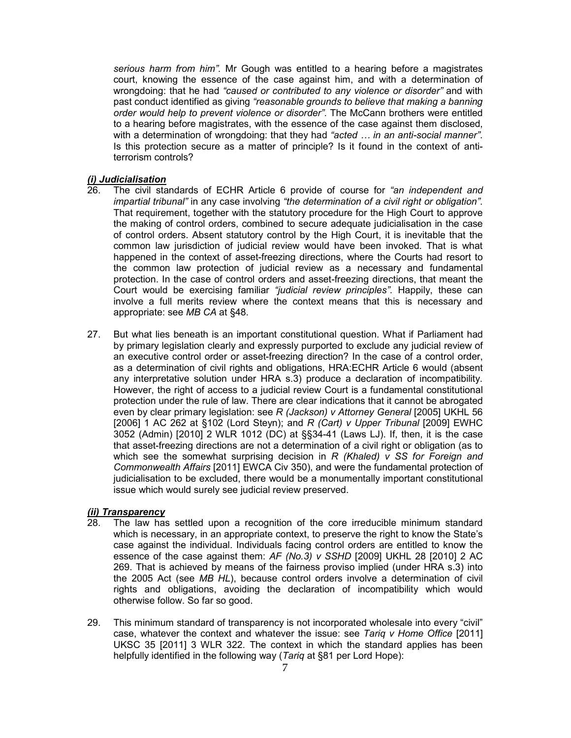*serious harm from him"*. Mr Gough was entitled to a hearing before a magistrates court, knowing the essence of the case against him, and with a determination of wrongdoing: that he had *"caused or contributed to any violence or disorder"* and with past conduct identified as giving *"reasonable grounds to believe that making a banning order would help to prevent violence or disorder"*. The McCann brothers were entitled to a hearing before magistrates, with the essence of the case against them disclosed, with a determination of wrongdoing: that they had *"acted … in an anti-social manner"*. Is this protection secure as a matter of principle? Is it found in the context of anti-terrorism controls?

### *(i) Judicialisation*

26. The civil standards of ECHR Article 6 provide of course for *"an independent and impartial tribunal"* in any case involving *"the determination of a civil right or obligation"*. That requirement, together with the statutory procedure for the High Court to approve the making of control orders, combined to secure adequate judicialisation in the case of control orders. Absent statutory control by the High Court, it is inevitable that the common law jurisdiction of judicial review would have been invoked. That is what happened in the context of asset-freezing directions, where the Courts had resort to the common law protection of judicial review as a necessary and fundamental protection. In the case of control orders and asset-freezing directions, that meant the Court would be exercising familiar *"judicial review principles"*. Happily, these can involve a full merits review where the context means that this is necessary and appropriate: see *MB CA* at §48.

27. But what lies beneath is an important constitutional question. What if Parliament had by primary legislation clearly and expressly purported to exclude any judicial review of an executive control order or asset-freezing direction? In the case of a control order, as a determination of civil rights and obligations, HRA:ECHR Article 6 would (absent any interpretative solution under HRA s.3) produce a declaration of incompatibility. However, the right of access to a judicial review Court is a fundamental constitutional protection under the rule of law. There are clear indications that it cannot be abrogated even by clear primary legislation: see *R (Jackson) v Attorney General* [2005] UKHL 56 [2006] 1 AC 262 at §102 (Lord Steyn); and *R (Cart) v Upper Tribunal* [2009] EWHC 3052 (Admin) [2010] 2 WLR 1012 (DC) at §§34-41 (Laws LJ). If, then, it is the case that asset-freezing directions are not a determination of a civil right or obligation (as to which see the somewhat surprising decision in *R (Khaled) v SS for Foreign and Commonwealth Affairs* [2011] EWCA Civ 350), and were the fundamental protection of judicialisation to be excluded, there would be a monumentally important constitutional issue which would surely see judicial review preserved.

### *(ii) Transparency*

28. The law has settled upon a recognition of the core irreducible minimum standard which is necessary, in an appropriate context, to preserve the right to know the State's case against the individual. Individuals facing control orders are entitled to know the essence of the case against them: *AF (No.3) v SSHD* [2009] UKHL 28 [2010] 2 AC 269. That is achieved by means of the fairness proviso implied (under HRA s.3) into the 2005 Act (see *MB HL*), because control orders involve a determination of civil rights and obligations, avoiding the declaration of incompatibility which would otherwise follow. So far so good.

29. This minimum standard of transparency is not incorporated wholesale into every "civil" case, whatever the context and whatever the issue: see *Tariq v Home Office* [2011] UKSC 35 [2011] 3 WLR 322. The context in which the standard applies has been helpfully identified in the following way (*Tariq* at §81 per Lord Hope):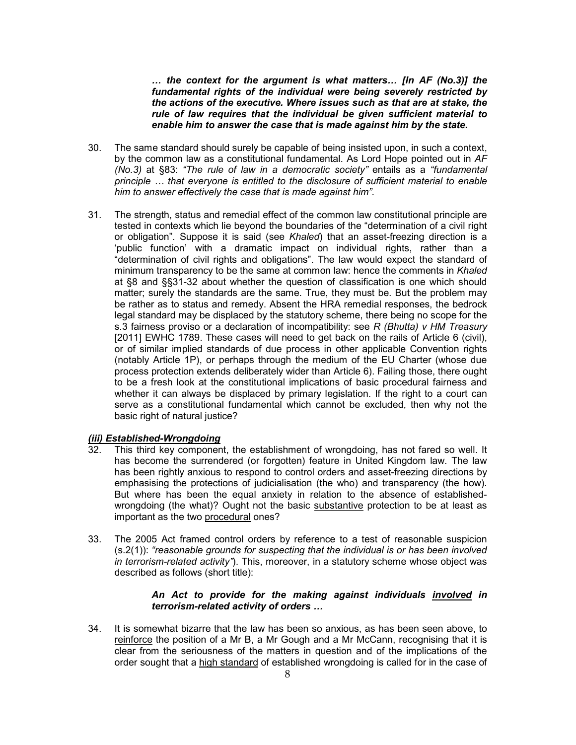> ***… the context for the argument is what matters… [In AF (No.3)] the fundamental rights of the individual were being severely restricted by the actions of the executive. Where issues such as that are at stake, the rule of law requires that the individual be given sufficient material to enable him to answer the case that is made against him by the state.***

30. The same standard should surely be capable of being insisted upon, in such a context, by the common law as a constitutional fundamental. As Lord Hope pointed out in *AF (No.3)* at §83: *"The rule of law in a democratic society"* entails as a *"fundamental principle … that everyone is entitled to the disclosure of sufficient material to enable him to answer effectively the case that is made against him"*.

31. The strength, status and remedial effect of the common law constitutional principle are tested in contexts which lie beyond the boundaries of the "determination of a civil right or obligation". Suppose it is said (see *Khaled*) that an asset-freezing direction is a 'public function' with a dramatic impact on individual rights, rather than a "determination of civil rights and obligations". The law would expect the standard of minimum transparency to be the same at common law: hence the comments in *Khaled* at §8 and §§31-32 about whether the question of classification is one which should matter; surely the standards are the same. True, they must be. But the problem may be rather as to status and remedy. Absent the HRA remedial responses, the bedrock legal standard may be displaced by the statutory scheme, there being no scope for the s.3 fairness proviso or a declaration of incompatibility: see *R (Bhutta) v HM Treasury* [2011] EWHC 1789. These cases will need to get back on the rails of Article 6 (civil), or of similar implied standards of due process in other applicable Convention rights (notably Article 1P), or perhaps through the medium of the EU Charter (whose due process protection extends deliberately wider than Article 6). Failing those, there ought to be a fresh look at the constitutional implications of basic procedural fairness and whether it can always be displaced by primary legislation. If the right to a court can serve as a constitutional fundamental which cannot be excluded, then why not the basic right of natural justice?

### ***(iii) Established-Wrongdoing***

32. This third key component, the establishment of wrongdoing, has not fared so well. It has become the surrendered (or forgotten) feature in United Kingdom law. The law has been rightly anxious to respond to control orders and asset-freezing directions by emphasising the protections of judicialisation (the who) and transparency (the how). But where has been the equal anxiety in relation to the absence of established-wrongdoing (the what)? Ought not the basic <u>substantive</u> protection to be at least as important as the two <u>procedural</u> ones?

33. The 2005 Act framed control orders by reference to a test of reasonable suspicion (s.2(1)): *"reasonable grounds for <u>suspecting that</u> the individual is or has been involved in terrorism-related activity"*). This, moreover, in a statutory scheme whose object was described as follows (short title):

> ***An Act to provide for the making against individuals <u>involved</u> in terrorism-related activity of orders …***

34. It is somewhat bizarre that the law has been so anxious, as has been seen above, to <u>reinforce</u> the position of a Mr B, a Mr Gough and a Mr McCann, recognising that it is clear from the seriousness of the matters in question and of the implications of the order sought that a <u>high standard</u> of established wrongdoing is called for in the case of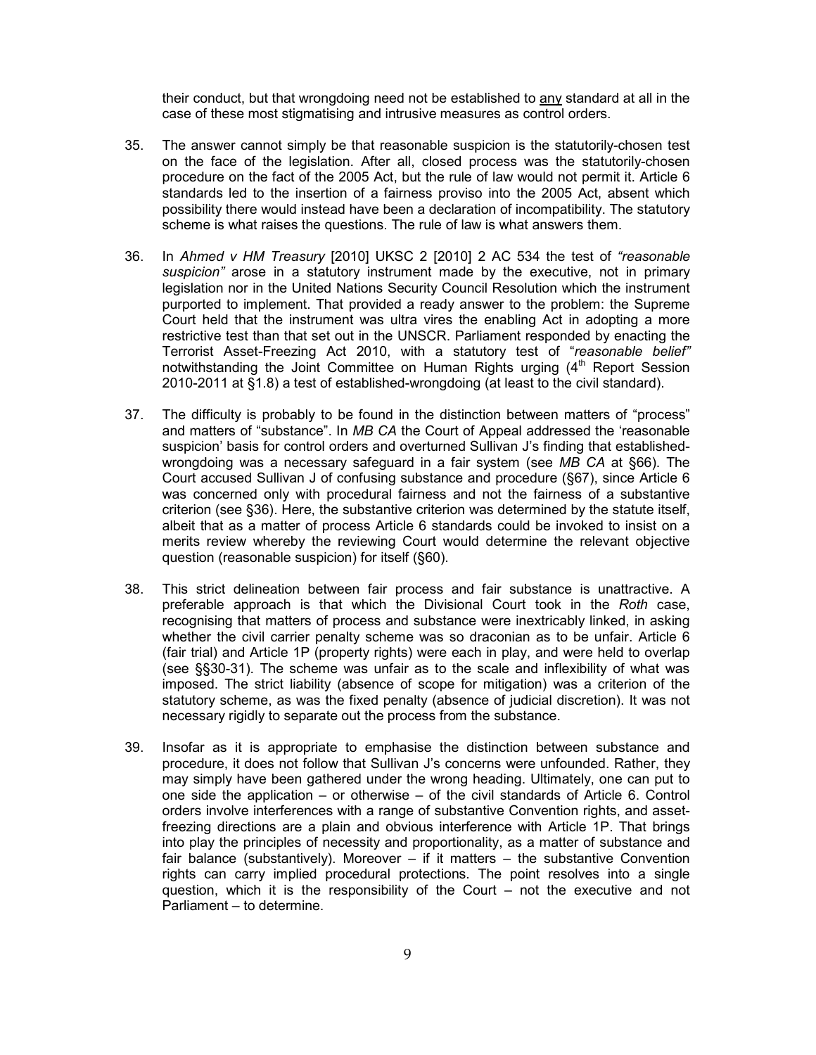their conduct, but that wrongdoing need not be established to <u>any</u> standard at all in the case of these most stigmatising and intrusive measures as control orders.

35. The answer cannot simply be that reasonable suspicion is the statutorily-chosen test on the face of the legislation. After all, closed process was the statutorily-chosen procedure on the fact of the 2005 Act, but the rule of law would not permit it. Article 6 standards led to the insertion of a fairness proviso into the 2005 Act, absent which possibility there would instead have been a declaration of incompatibility. The statutory scheme is what raises the questions. The rule of law is what answers them.

36. In *Ahmed v HM Treasury* [2010] UKSC 2 [2010] 2 AC 534 the test of *"reasonable suspicion"* arose in a statutory instrument made by the executive, not in primary legislation nor in the United Nations Security Council Resolution which the instrument purported to implement. That provided a ready answer to the problem: the Supreme Court held that the instrument was ultra vires the enabling Act in adopting a more restrictive test than that set out in the UNSCR. Parliament responded by enacting the Terrorist Asset-Freezing Act 2010, with a statutory test of "*reasonable belief"* notwithstanding the Joint Committee on Human Rights urging (4th Report Session 2010-2011 at §1.8) a test of established-wrongdoing (at least to the civil standard).

37. The difficulty is probably to be found in the distinction between matters of "process" and matters of "substance". In *MB CA* the Court of Appeal addressed the 'reasonable suspicion' basis for control orders and overturned Sullivan J's finding that established-wrongdoing was a necessary safeguard in a fair system (see *MB CA* at §66). The Court accused Sullivan J of confusing substance and procedure (§67), since Article 6 was concerned only with procedural fairness and not the fairness of a substantive criterion (see §36). Here, the substantive criterion was determined by the statute itself, albeit that as a matter of process Article 6 standards could be invoked to insist on a merits review whereby the reviewing Court would determine the relevant objective question (reasonable suspicion) for itself (§60).

38. This strict delineation between fair process and fair substance is unattractive. A preferable approach is that which the Divisional Court took in the *Roth* case, recognising that matters of process and substance were inextricably linked, in asking whether the civil carrier penalty scheme was so draconian as to be unfair. Article 6 (fair trial) and Article 1P (property rights) were each in play, and were held to overlap (see §§30-31). The scheme was unfair as to the scale and inflexibility of what was imposed. The strict liability (absence of scope for mitigation) was a criterion of the statutory scheme, as was the fixed penalty (absence of judicial discretion). It was not necessary rigidly to separate out the process from the substance.

39. Insofar as it is appropriate to emphasise the distinction between substance and procedure, it does not follow that Sullivan J's concerns were unfounded. Rather, they may simply have been gathered under the wrong heading. Ultimately, one can put to one side the application – or otherwise – of the civil standards of Article 6. Control orders involve interferences with a range of substantive Convention rights, and asset-freezing directions are a plain and obvious interference with Article 1P. That brings into play the principles of necessity and proportionality, as a matter of substance and fair balance (substantively). Moreover – if it matters – the substantive Convention rights can carry implied procedural protections. The point resolves into a single question, which it is the responsibility of the Court – not the executive and not Parliament – to determine.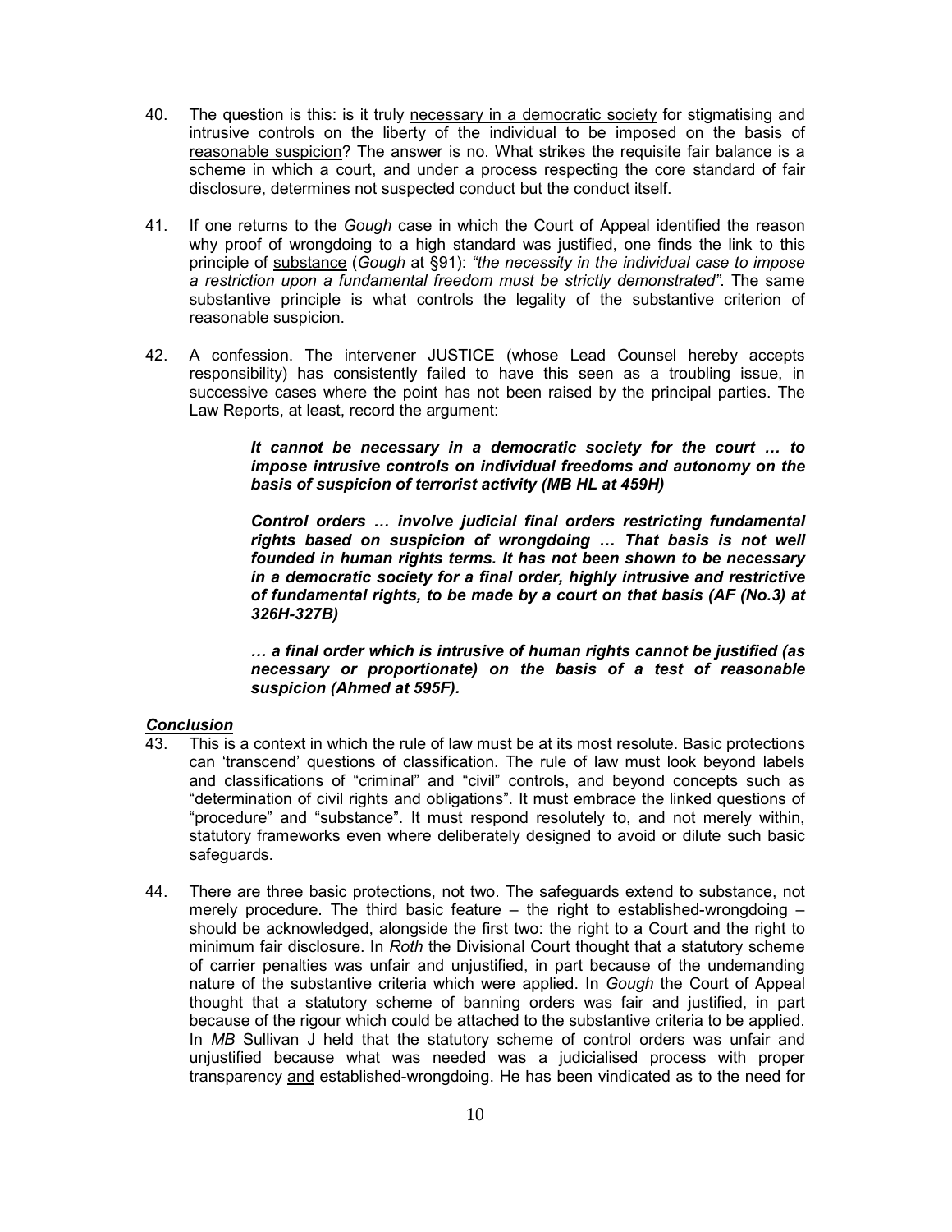40. The question is this: is it truly <u>necessary in a democratic society</u> for stigmatising and intrusive controls on the liberty of the individual to be imposed on the basis of <u>reasonable suspicion</u>? The answer is no. What strikes the requisite fair balance is a scheme in which a court, and under a process respecting the core standard of fair disclosure, determines not suspected conduct but the conduct itself.

41. If one returns to the *Gough* case in which the Court of Appeal identified the reason why proof of wrongdoing to a high standard was justified, one finds the link to this principle of <u>substance</u> (*Gough* at §91): *"the necessity in the individual case to impose a restriction upon a fundamental freedom must be strictly demonstrated"*. The same substantive principle is what controls the legality of the substantive criterion of reasonable suspicion.

42. A confession. The intervener JUSTICE (whose Lead Counsel hereby accepts responsibility) has consistently failed to have this seen as a troubling issue, in successive cases where the point has not been raised by the principal parties. The Law Reports, at least, record the argument:

> ***It cannot be necessary in a democratic society for the court … to impose intrusive controls on individual freedoms and autonomy on the basis of suspicion of terrorist activity (MB HL at 459H)***
>
> ***Control orders … involve judicial final orders restricting fundamental rights based on suspicion of wrongdoing … That basis is not well founded in human rights terms. It has not been shown to be necessary in a democratic society for a final order, highly intrusive and restrictive of fundamental rights, to be made by a court on that basis (AF (No.3) at 326H-327B)***
>
> ***… a final order which is intrusive of human rights cannot be justified (as necessary or proportionate) on the basis of a test of reasonable suspicion (Ahmed at 595F).***

### ***Conclusion***

43. This is a context in which the rule of law must be at its most resolute. Basic protections can 'transcend' questions of classification. The rule of law must look beyond labels and classifications of "criminal" and "civil" controls, and beyond concepts such as "determination of civil rights and obligations". It must embrace the linked questions of "procedure" and "substance". It must respond resolutely to, and not merely within, statutory frameworks even where deliberately designed to avoid or dilute such basic safeguards.

44. There are three basic protections, not two. The safeguards extend to substance, not merely procedure. The third basic feature – the right to established-wrongdoing – should be acknowledged, alongside the first two: the right to a Court and the right to minimum fair disclosure. In *Roth* the Divisional Court thought that a statutory scheme of carrier penalties was unfair and unjustified, in part because of the undemanding nature of the substantive criteria which were applied. In *Gough* the Court of Appeal thought that a statutory scheme of banning orders was fair and justified, in part because of the rigour which could be attached to the substantive criteria to be applied. In *MB* Sullivan J held that the statutory scheme of control orders was unfair and unjustified because what was needed was a judicialised process with proper transparency <u>and</u> established-wrongdoing. He has been vindicated as to the need for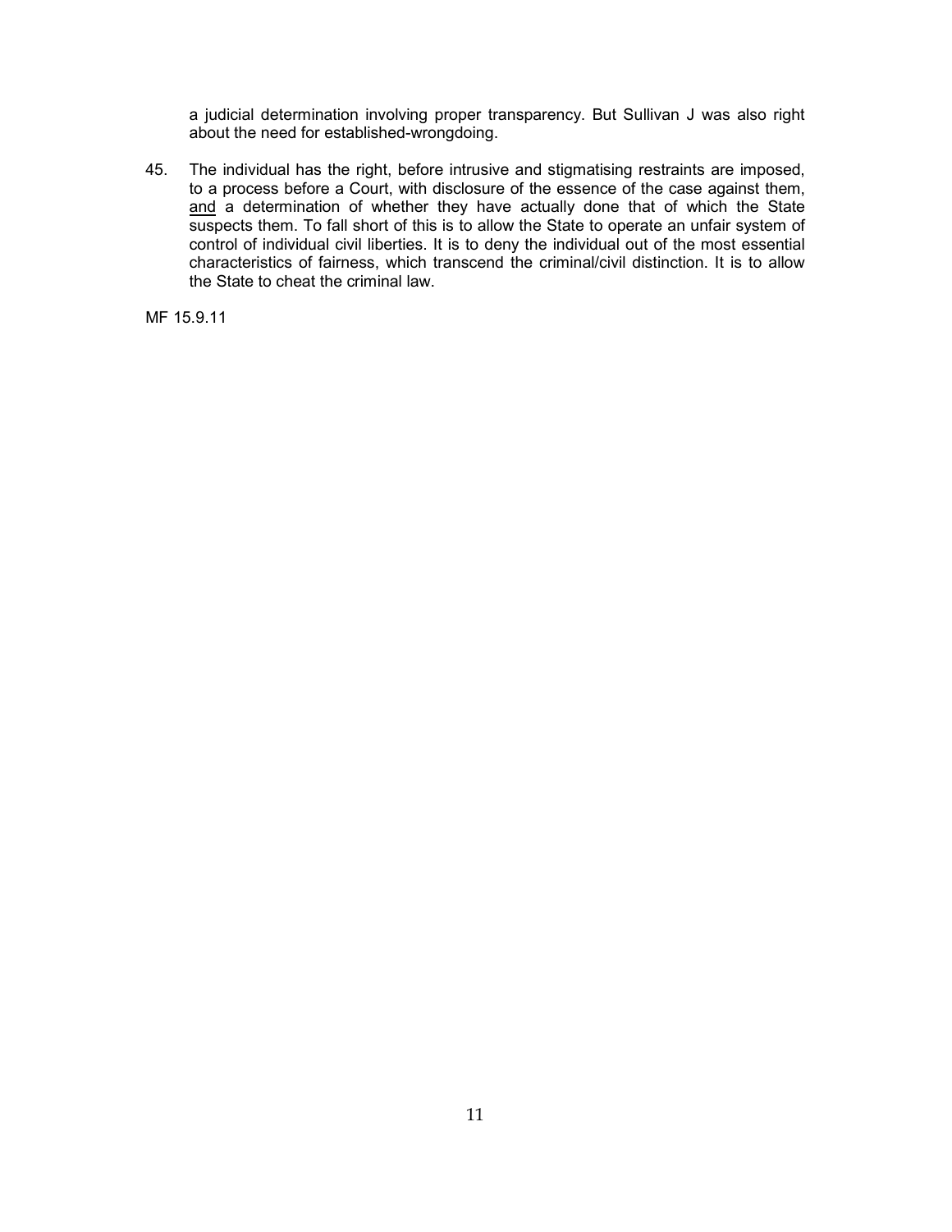a judicial determination involving proper transparency. But Sullivan J was also right about the need for established-wrongdoing.

45. The individual has the right, before intrusive and stigmatising restraints are imposed, to a process before a Court, with disclosure of the essence of the case against them, <u>and</u> a determination of whether they have actually done that of which the State suspects them. To fall short of this is to allow the State to operate an unfair system of control of individual civil liberties. It is to deny the individual out of the most essential characteristics of fairness, which transcend the criminal/civil distinction. It is to allow the State to cheat the criminal law.

MF 15.9.11